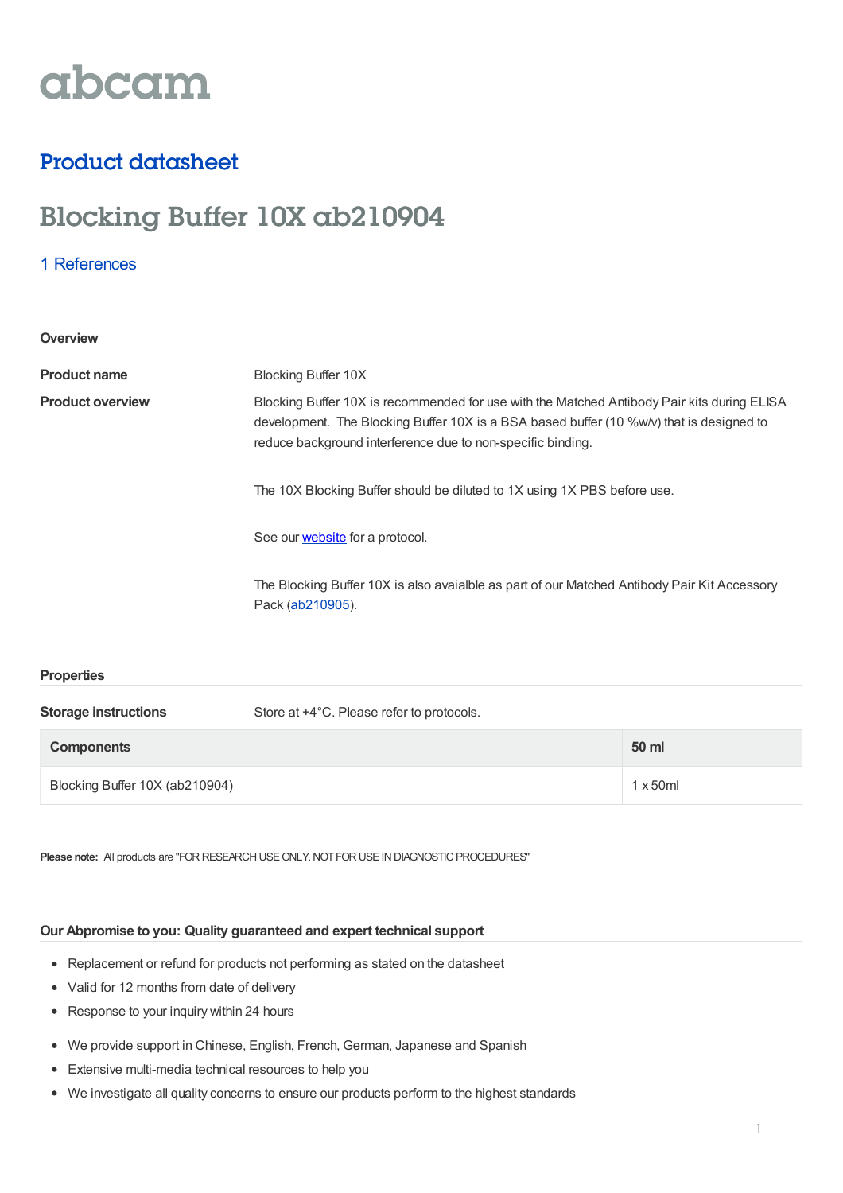abcam

## Product datasheet

# Blocking Buffer 10X ab210904

1 References

### Overview

**Product name**

Blocking Buffer 10X

**Product overview**

Blocking Buffer 10X is recommended for use with the Matched Antibody Pair kits during ELISA development. The Blocking Buffer 10X is a BSA based buffer (10 %w/v) that is designed to reduce background interference due to non-specific binding.

The 10X Blocking Buffer should be diluted to 1X using 1X PBS before use.

See our website for a protocol.

The Blocking Buffer 10X is also avaialble as part of our Matched Antibody Pair Kit Accessory Pack (ab210905).

### Properties

**Storage instructions**

Store at +4°C. Please refer to protocols.

| Components | 50 ml |
| --- | --- |
| Blocking Buffer 10X (ab210904) | 1 x 50ml |

**Please note:** All products are "FOR RESEARCH USE ONLY. NOT FOR USE IN DIAGNOSTIC PROCEDURES"

### Our Abpromise to you: Quality guaranteed and expert technical support

- Replacement or refund for products not performing as stated on the datasheet
- Valid for 12 months from date of delivery
- Response to your inquiry within 24 hours

- We provide support in Chinese, English, French, German, Japanese and Spanish
- Extensive multi-media technical resources to help you
- We investigate all quality concerns to ensure our products perform to the highest standards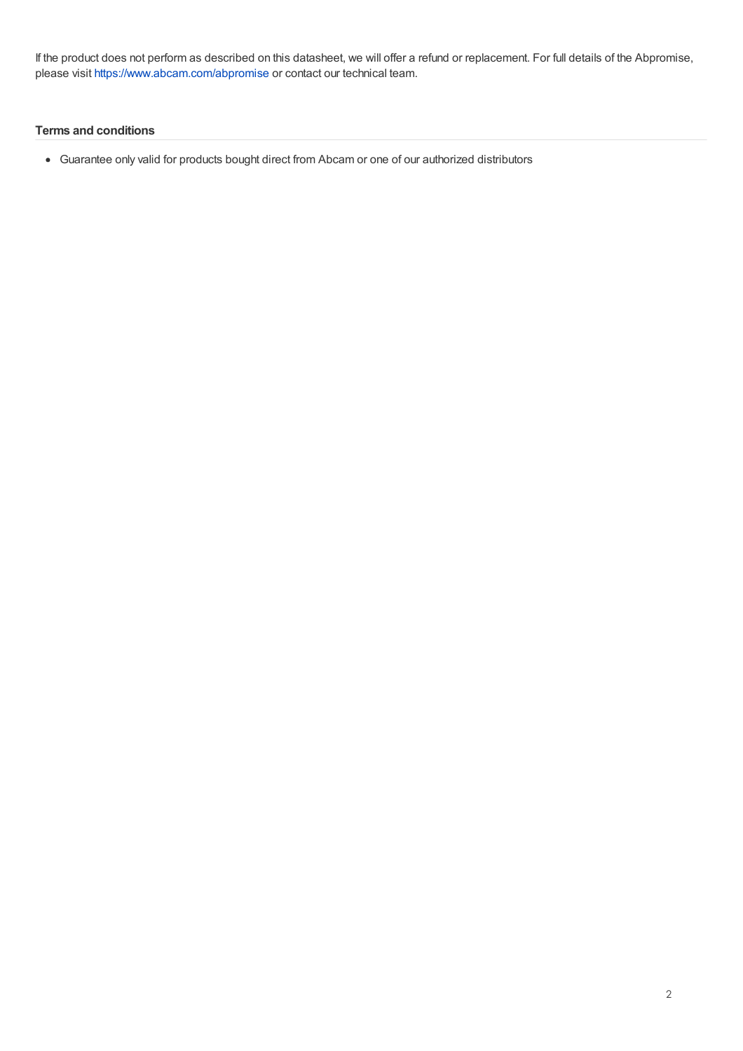If the product does not perform as described on this datasheet, we will offer a refund or replacement. For full details of the Abpromise, please visit https://www.abcam.com/abpromise or contact our technical team.

## Terms and conditions

- Guarantee only valid for products bought direct from Abcam or one of our authorized distributors